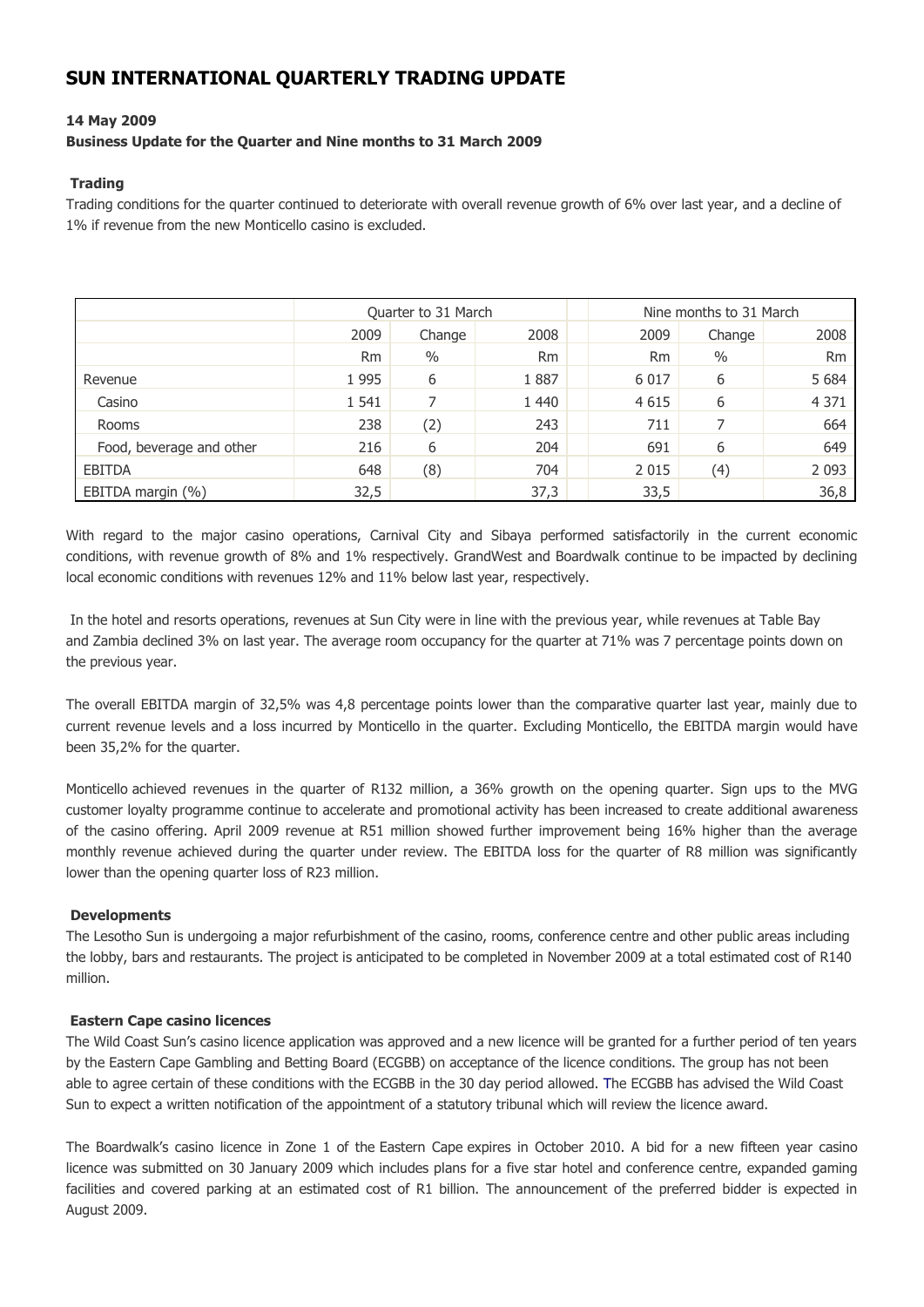# SUN INTERNATIONAL QUARTERLY TRADING UPDATE

**14 May 2009**

**Business Update for the Quarter and Nine months to 31 March 2009**

**Trading**

Trading conditions for the quarter continued to deteriorate with overall revenue growth of 6% over last year, and a decline of 1% if revenue from the new Monticello casino is excluded.

| | Quarter to 31 March | | | Nine months to 31 March | | |
|---|---|---|---|---|---|---|
| | 2009 | Change | 2008 | 2009 | Change | 2008 |
| | Rm | % | Rm | Rm | % | Rm |
| Revenue | 1 995 | 6 | 1 887 | 6 017 | 6 | 5 684 |
| Casino | 1 541 | 7 | 1 440 | 4 615 | 6 | 4 371 |
| Rooms | 238 | (2) | 243 | 711 | 7 | 664 |
| Food, beverage and other | 216 | 6 | 204 | 691 | 6 | 649 |
| EBITDA | 648 | (8) | 704 | 2 015 | (4) | 2 093 |
| EBITDA margin (%) | 32,5 | | 37,3 | 33,5 | | 36,8 |

With regard to the major casino operations, Carnival City and Sibaya performed satisfactorily in the current economic conditions, with revenue growth of 8% and 1% respectively. GrandWest and Boardwalk continue to be impacted by declining local economic conditions with revenues 12% and 11% below last year, respectively.

In the hotel and resorts operations, revenues at Sun City were in line with the previous year, while revenues at Table Bay and Zambia declined 3% on last year. The average room occupancy for the quarter at 71% was 7 percentage points down on the previous year.

The overall EBITDA margin of 32,5% was 4,8 percentage points lower than the comparative quarter last year, mainly due to current revenue levels and a loss incurred by Monticello in the quarter. Excluding Monticello, the EBITDA margin would have been 35,2% for the quarter.

Monticello achieved revenues in the quarter of R132 million, a 36% growth on the opening quarter. Sign ups to the MVG customer loyalty programme continue to accelerate and promotional activity has been increased to create additional awareness of the casino offering. April 2009 revenue at R51 million showed further improvement being 16% higher than the average monthly revenue achieved during the quarter under review. The EBITDA loss for the quarter of R8 million was significantly lower than the opening quarter loss of R23 million.

**Developments**

The Lesotho Sun is undergoing a major refurbishment of the casino, rooms, conference centre and other public areas including the lobby, bars and restaurants. The project is anticipated to be completed in November 2009 at a total estimated cost of R140 million.

**Eastern Cape casino licences**

The Wild Coast Sun's casino licence application was approved and a new licence will be granted for a further period of ten years by the Eastern Cape Gambling and Betting Board (ECGBB) on acceptance of the licence conditions. The group has not been able to agree certain of these conditions with the ECGBB in the 30 day period allowed. The ECGBB has advised the Wild Coast Sun to expect a written notification of the appointment of a statutory tribunal which will review the licence award.

The Boardwalk's casino licence in Zone 1 of the Eastern Cape expires in October 2010. A bid for a new fifteen year casino licence was submitted on 30 January 2009 which includes plans for a five star hotel and conference centre, expanded gaming facilities and covered parking at an estimated cost of R1 billion. The announcement of the preferred bidder is expected in August 2009.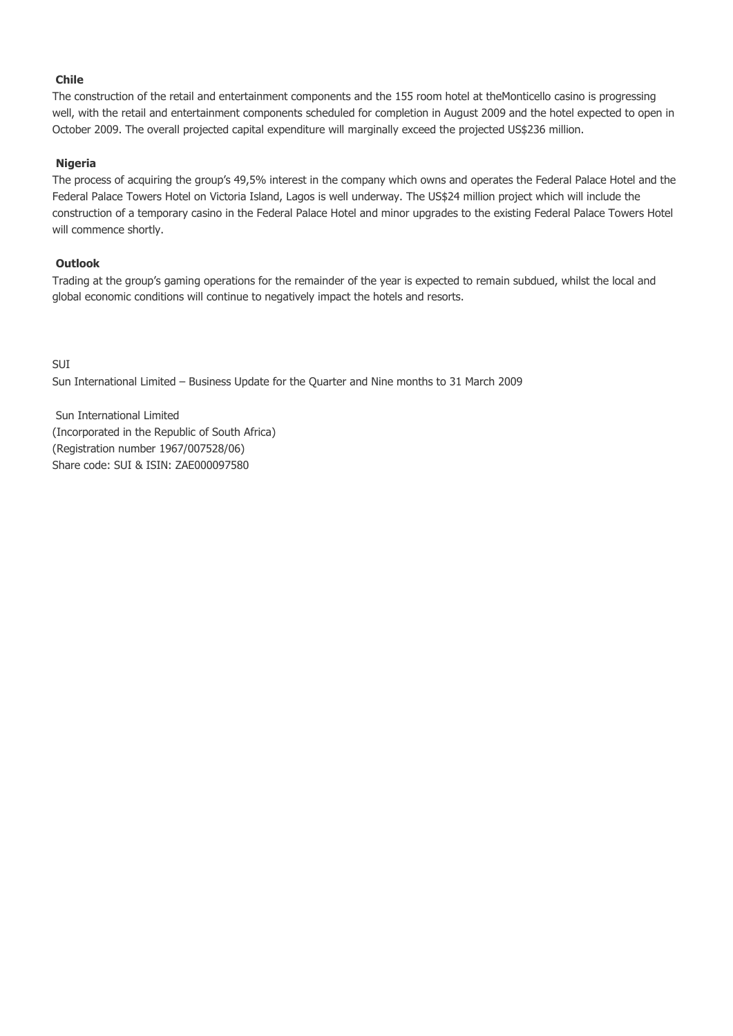**Chile**

The construction of the retail and entertainment components and the 155 room hotel at theMonticello casino is progressing well, with the retail and entertainment components scheduled for completion in August 2009 and the hotel expected to open in October 2009. The overall projected capital expenditure will marginally exceed the projected US$236 million.

**Nigeria**

The process of acquiring the group's 49,5% interest in the company which owns and operates the Federal Palace Hotel and the Federal Palace Towers Hotel on Victoria Island, Lagos is well underway. The US$24 million project which will include the construction of a temporary casino in the Federal Palace Hotel and minor upgrades to the existing Federal Palace Towers Hotel will commence shortly.

**Outlook**

Trading at the group's gaming operations for the remainder of the year is expected to remain subdued, whilst the local and global economic conditions will continue to negatively impact the hotels and resorts.

SUI

Sun International Limited – Business Update for the Quarter and Nine months to 31 March 2009

Sun International Limited
(Incorporated in the Republic of South Africa)
(Registration number 1967/007528/06)
Share code: SUI & ISIN: ZAE000097580